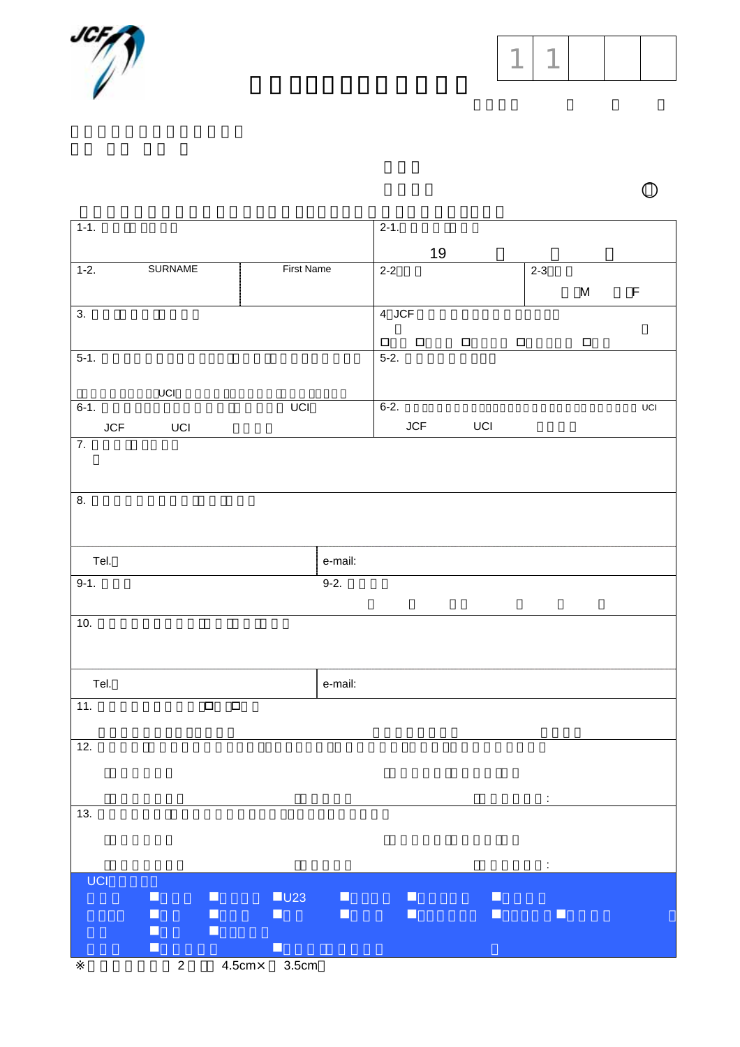| 1 | 1 | | | |
|---|---|---|---|---|

| 1-1. | | 2-1. 19 |
|---|---|---|
| 1-2. SURNAME | First Name | 2-2 |
| | | 2-3 M F |
| 3. | | 4 JCF |
| 5-1. UCI | | 5-2. |
| 6-1. UCI JCF UCI | | 6-2. UCI JCF UCI |
| 7. | | |
| 8. | | |
| Tel. | e-mail: | |
| 9-1. | 9-2. | |
| 10. | | |
| Tel. | e-mail: | |
| 11. | | |
| 12. | | : |
| 13. | | : |

UCI

U23

※ 2 4.5cm× 3.5cm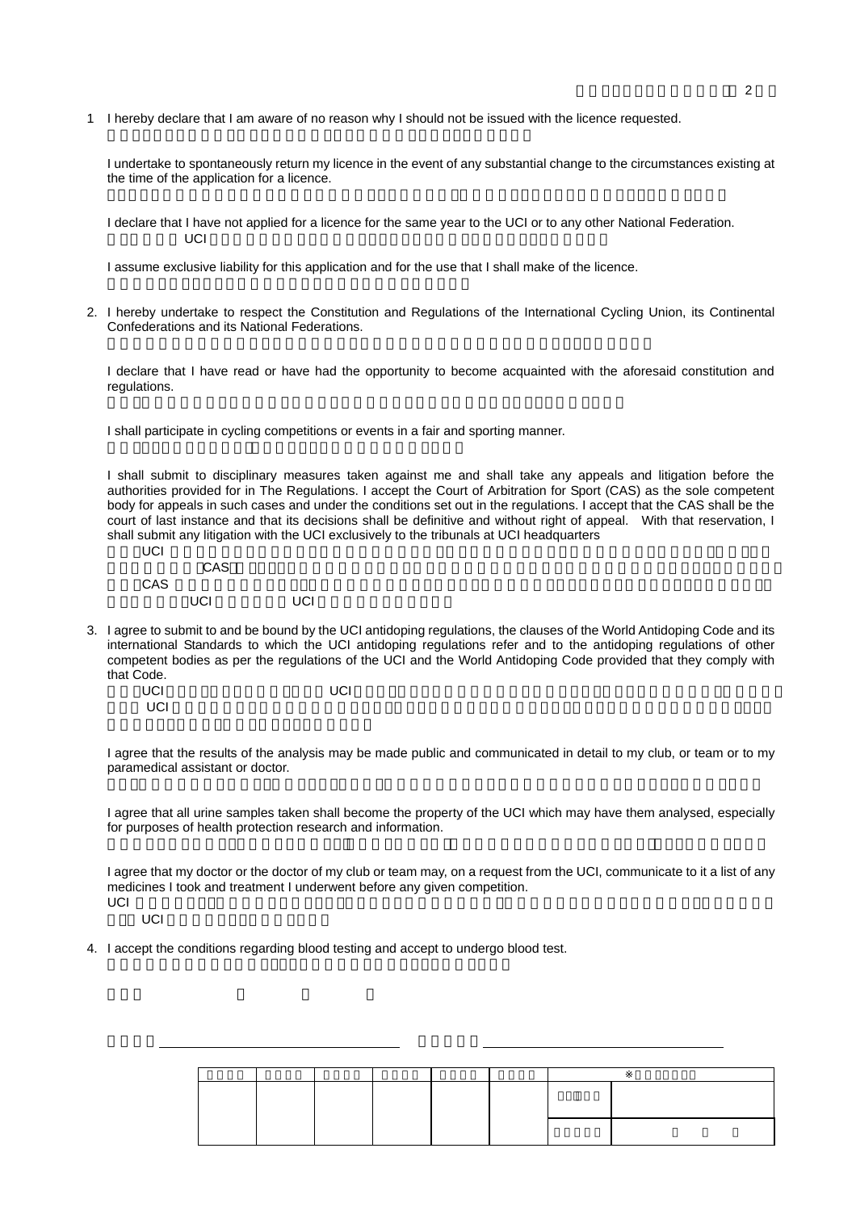1. I hereby declare that I am aware of no reason why I should not be issued with the licence requested.

   I undertake to spontaneously return my licence in the event of any substantial change to the circumstances existing at the time of the application for a licence.

   I declare that I have not applied for a licence for the same year to the UCI or to any other National Federation.

   I assume exclusive liability for this application and for the use that I shall make of the licence.

2. I hereby undertake to respect the Constitution and Regulations of the International Cycling Union, its Continental Confederations and its National Federations.

   I declare that I have read or have had the opportunity to become acquainted with the aforesaid constitution and regulations.

   I shall participate in cycling competitions or events in a fair and sporting manner.

   I shall submit to disciplinary measures taken against me and shall take any appeals and litigation before the authorities provided for in The Regulations. I accept the Court of Arbitration for Sport (CAS) as the sole competent body for appeals in such cases and under the conditions set out in the regulations. I accept that the CAS shall be the court of last instance and that its decisions shall be definitive and without right of appeal. With that reservation, I shall submit any litigation with the UCI exclusively to the tribunals at UCI headquarters

3. I agree to submit to and be bound by the UCI antidoping regulations, the clauses of the World Antidoping Code and its international Standards to which the UCI antidoping regulations refer and to the antidoping regulations of other competent bodies as per the regulations of the UCI and the World Antidoping Code provided that they comply with that Code.

   I agree that the results of the analysis may be made public and communicated in detail to my club, or team or to my paramedical assistant or doctor.

   I agree that all urine samples taken shall become the property of the UCI which may have them analysed, especially for purposes of health protection research and information.

   I agree that my doctor or the doctor of my club or team may, on a request from the UCI, communicate to it a list of any medicines I took and treatment I underwent before any given competition.

4. I accept the conditions regarding blood testing and accept to undergo blood test.